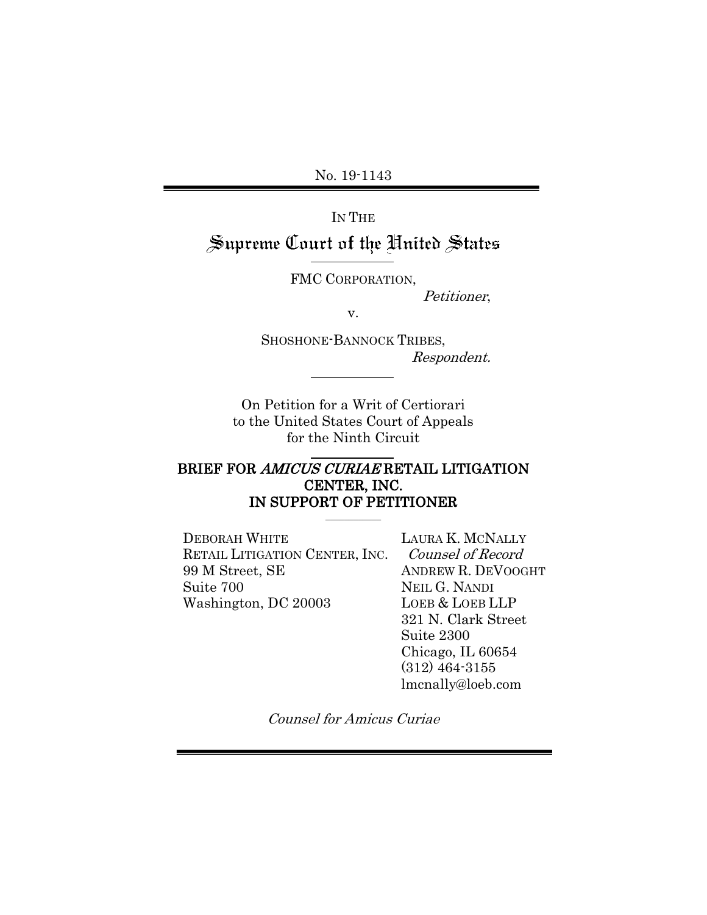No. 19-1143

IN THE

# Supreme Court of the United States

FMC CORPORATION,

*Petitioner*,

v.

SHOSHONE-BANNOCK TRIBES,

*Respondent.*

On Petition for a Writ of Certiorari
to the United States Court of Appeals
for the Ninth Circuit

## BRIEF FOR *AMICUS CURIAE* RETAIL LITIGATION CENTER, INC. IN SUPPORT OF PETITIONER

DEBORAH WHITE
RETAIL LITIGATION CENTER, INC.
99 M Street, SE
Suite 700
Washington, DC 20003

LAURA K. MCNALLY
*Counsel of Record*
ANDREW R. DEVOOGHT
NEIL G. NANDI
LOEB & LOEB LLP
321 N. Clark Street
Suite 2300
Chicago, IL 60654
(312) 464-3155
lmcnally@loeb.com

*Counsel for Amicus Curiae*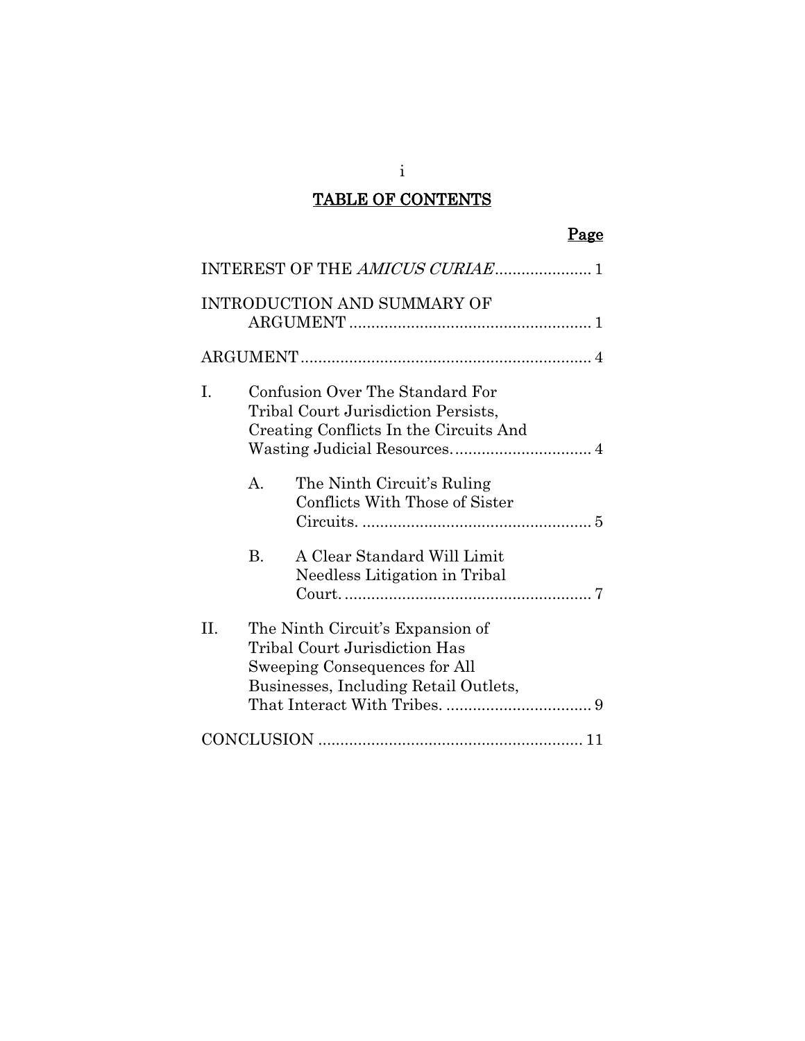# TABLE OF CONTENTS

**Page**

INTEREST OF THE *AMICUS CURIAE* ...................... 1

INTRODUCTION AND SUMMARY OF ARGUMENT ....................................................... 1

ARGUMENT .................................................................. 4

I. Confusion Over The Standard For Tribal Court Jurisdiction Persists, Creating Conflicts In the Circuits And Wasting Judicial Resources. ............................... 4

   A. The Ninth Circuit's Ruling Conflicts With Those of Sister Circuits. .................................................... 5

   B. A Clear Standard Will Limit Needless Litigation in Tribal Court. ........................................................ 7

II. The Ninth Circuit's Expansion of Tribal Court Jurisdiction Has Sweeping Consequences for All Businesses, Including Retail Outlets, That Interact With Tribes. ................................. 9

CONCLUSION ........................................................... 11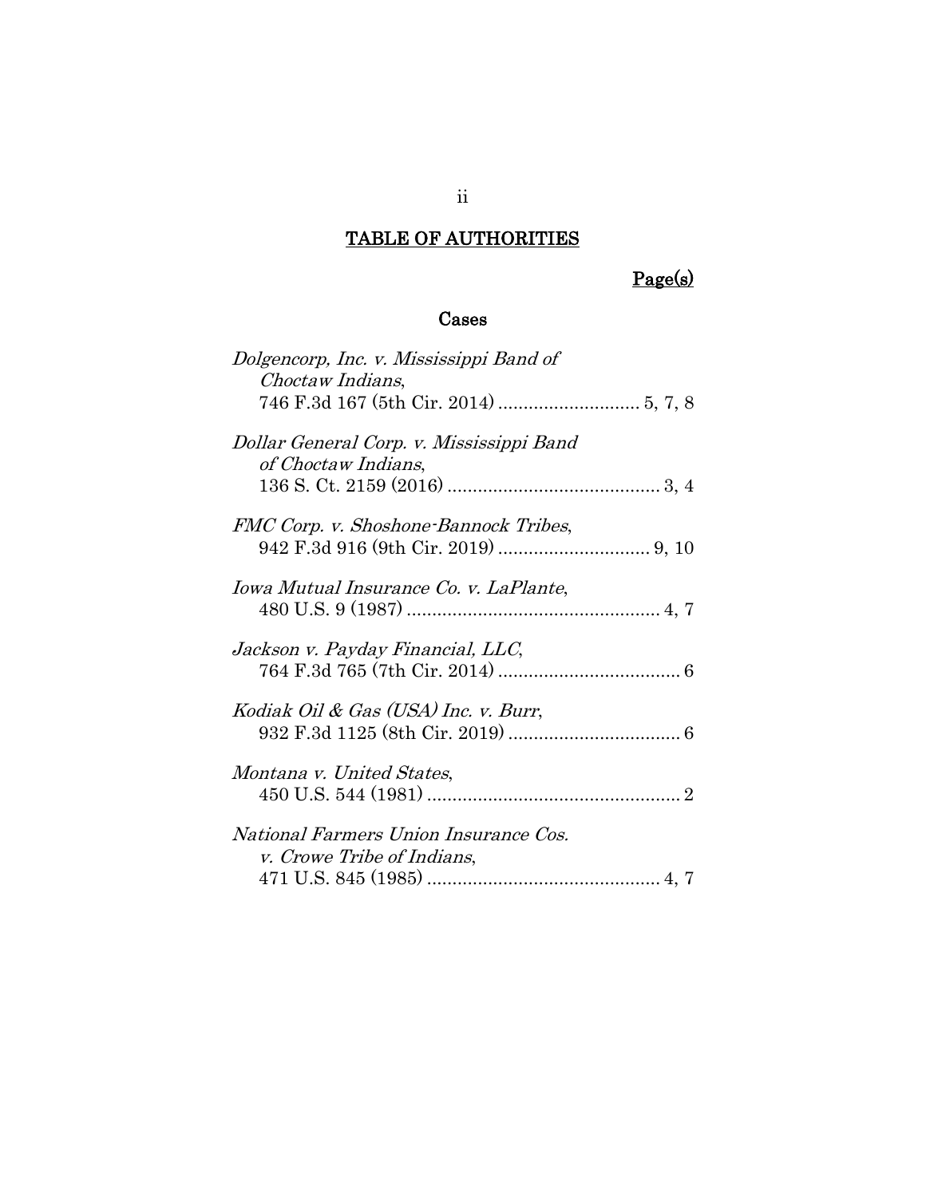# TABLE OF AUTHORITIES

Page(s)

## Cases

*Dolgencorp, Inc. v. Mississippi Band of Choctaw Indians*,
746 F.3d 167 (5th Cir. 2014) ............................ 5, 7, 8

*Dollar General Corp. v. Mississippi Band of Choctaw Indians*,
136 S. Ct. 2159 (2016) .......................................... 3, 4

*FMC Corp. v. Shoshone-Bannock Tribes*,
942 F.3d 916 (9th Cir. 2019) .............................. 9, 10

*Iowa Mutual Insurance Co. v. LaPlante*,
480 U.S. 9 (1987) .................................................. 4, 7

*Jackson v. Payday Financial, LLC*,
764 F.3d 765 (7th Cir. 2014) .................................... 6

*Kodiak Oil & Gas (USA) Inc. v. Burr*,
932 F.3d 1125 (8th Cir. 2019) .................................. 6

*Montana v. United States*,
450 U.S. 544 (1981) .................................................. 2

*National Farmers Union Insurance Cos. v. Crowe Tribe of Indians*,
471 U.S. 845 (1985) .............................................. 4, 7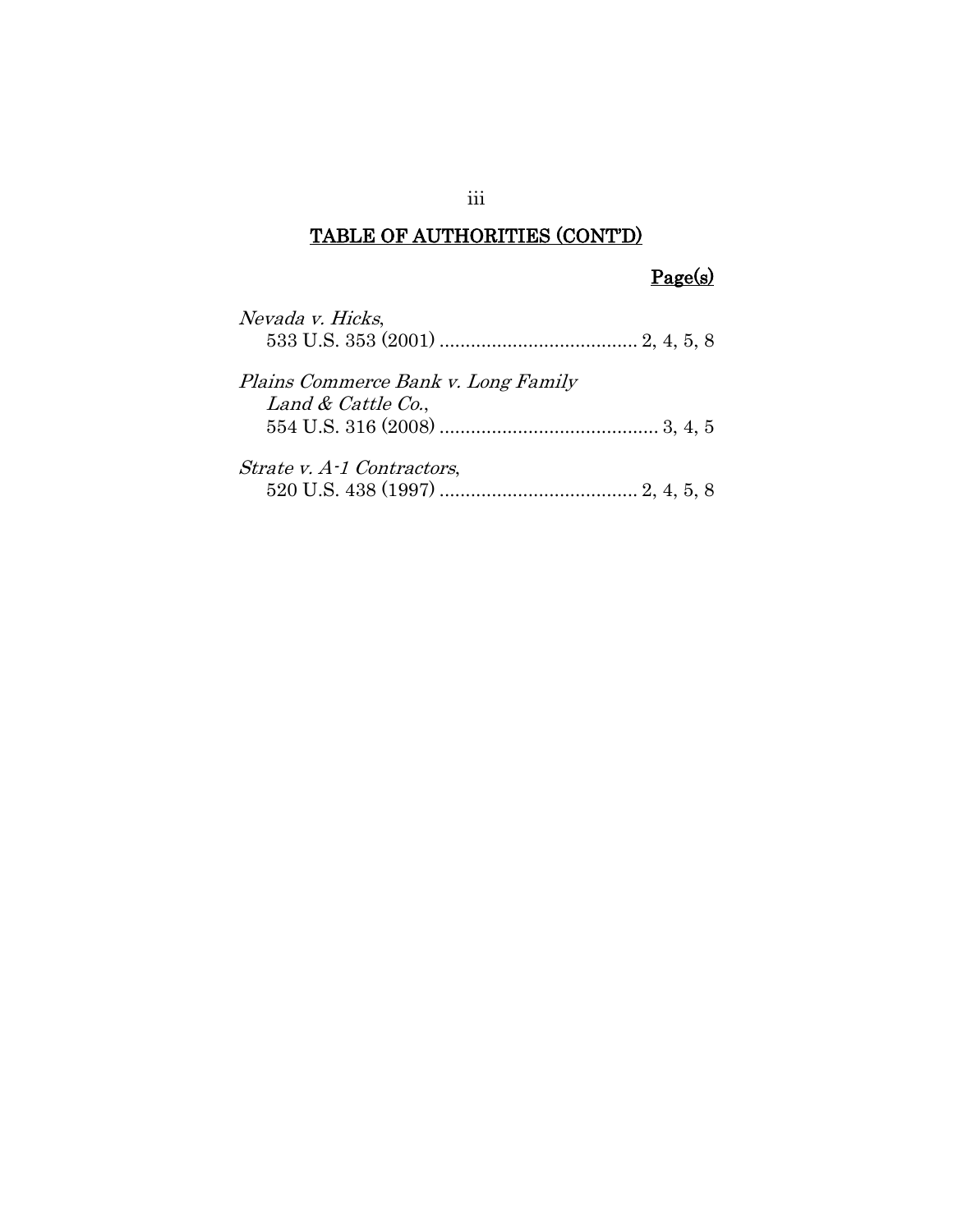## TABLE OF AUTHORITIES (CONT'D)

**Page(s)**

*Nevada v. Hicks*,
533 U.S. 353 (2001) ...................................... 2, 4, 5, 8

*Plains Commerce Bank v. Long Family Land & Cattle Co.*,
554 U.S. 316 (2008) .......................................... 3, 4, 5

*Strate v. A-1 Contractors*,
520 U.S. 438 (1997) ...................................... 2, 4, 5, 8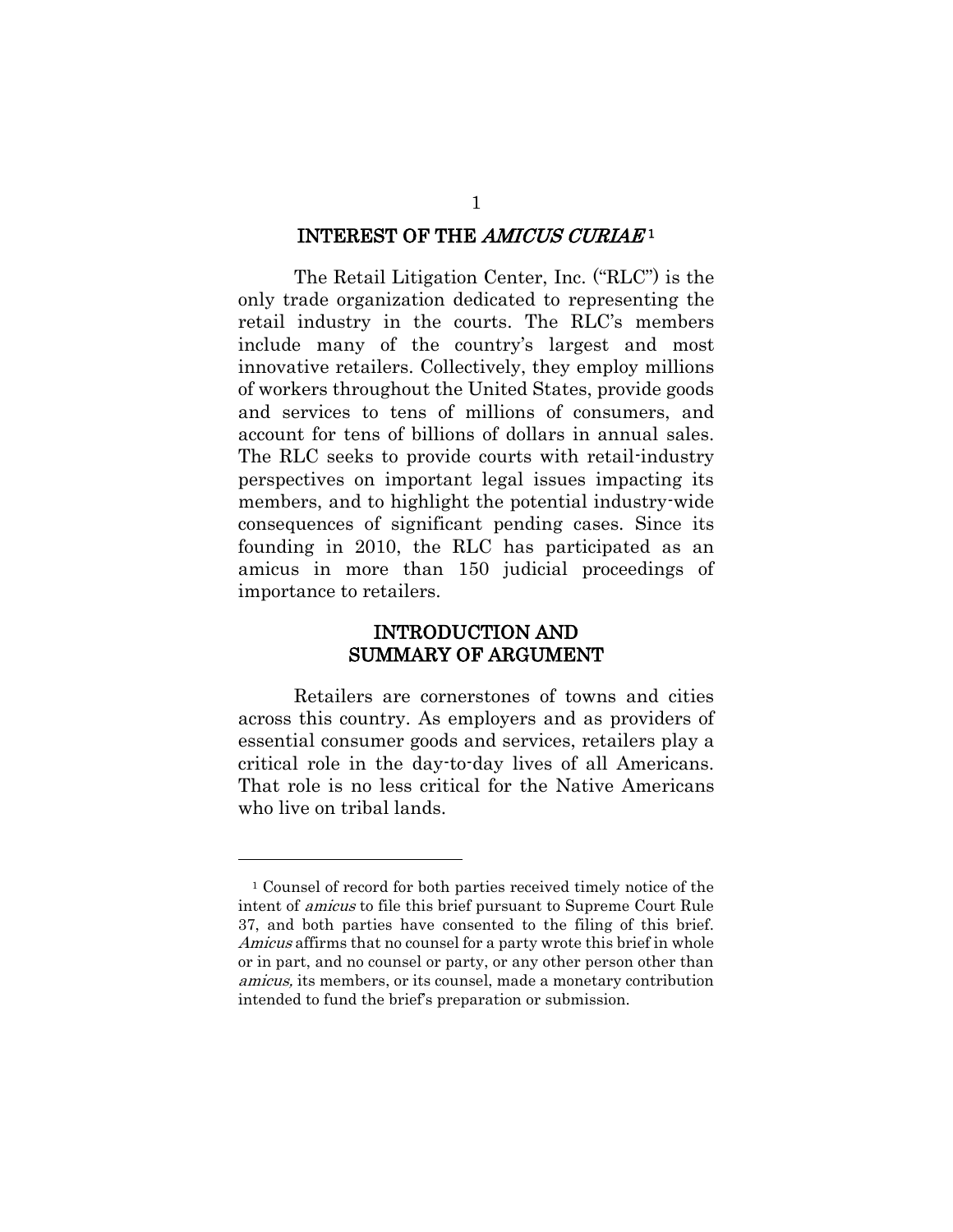## INTEREST OF THE *AMICUS CURIAE*[1]

The Retail Litigation Center, Inc. ("RLC") is the only trade organization dedicated to representing the retail industry in the courts. The RLC's members include many of the country's largest and most innovative retailers. Collectively, they employ millions of workers throughout the United States, provide goods and services to tens of millions of consumers, and account for tens of billions of dollars in annual sales. The RLC seeks to provide courts with retail-industry perspectives on important legal issues impacting its members, and to highlight the potential industry-wide consequences of significant pending cases. Since its founding in 2010, the RLC has participated as an amicus in more than 150 judicial proceedings of importance to retailers.

## INTRODUCTION AND SUMMARY OF ARGUMENT

Retailers are cornerstones of towns and cities across this country. As employers and as providers of essential consumer goods and services, retailers play a critical role in the day-to-day lives of all Americans. That role is no less critical for the Native Americans who live on tribal lands.

---

[1] Counsel of record for both parties received timely notice of the intent of *amicus* to file this brief pursuant to Supreme Court Rule 37, and both parties have consented to the filing of this brief. *Amicus* affirms that no counsel for a party wrote this brief in whole or in part, and no counsel or party, or any other person other than *amicus,* its members, or its counsel, made a monetary contribution intended to fund the brief's preparation or submission.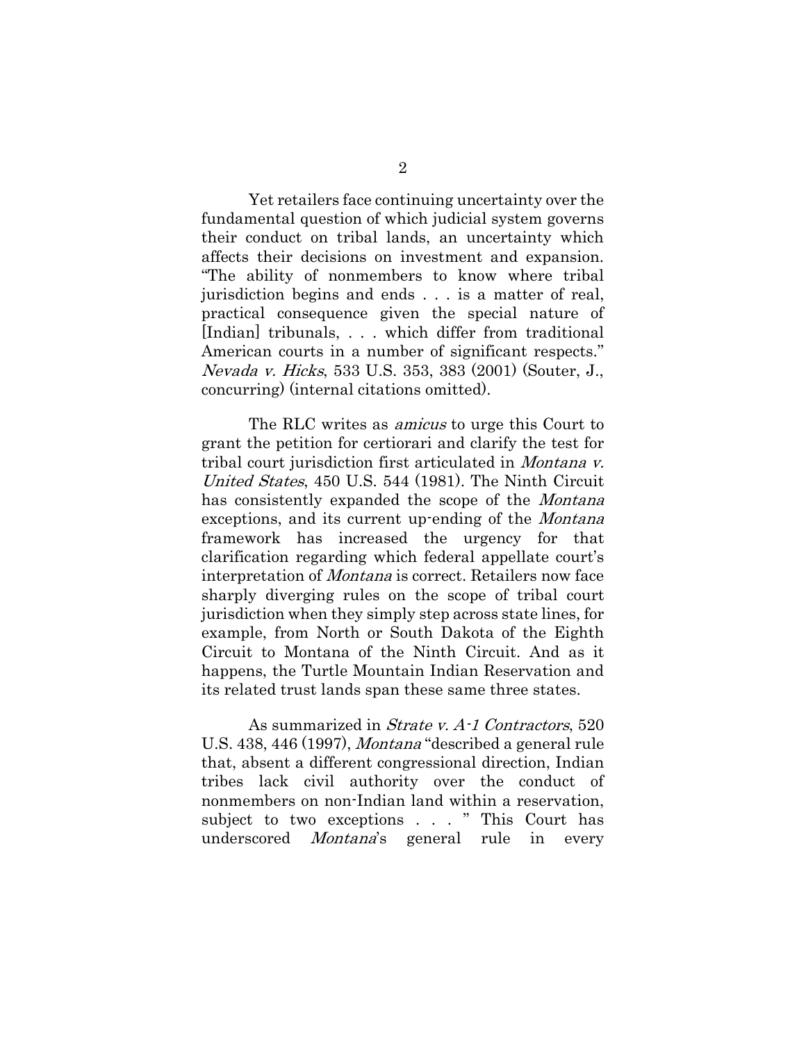Yet retailers face continuing uncertainty over the fundamental question of which judicial system governs their conduct on tribal lands, an uncertainty which affects their decisions on investment and expansion. "The ability of nonmembers to know where tribal jurisdiction begins and ends . . . is a matter of real, practical consequence given the special nature of [Indian] tribunals, . . . which differ from traditional American courts in a number of significant respects." *Nevada v. Hicks*, 533 U.S. 353, 383 (2001) (Souter, J., concurring) (internal citations omitted).

The RLC writes as *amicus* to urge this Court to grant the petition for certiorari and clarify the test for tribal court jurisdiction first articulated in *Montana v. United States*, 450 U.S. 544 (1981). The Ninth Circuit has consistently expanded the scope of the *Montana* exceptions, and its current up-ending of the *Montana* framework has increased the urgency for that clarification regarding which federal appellate court's interpretation of *Montana* is correct. Retailers now face sharply diverging rules on the scope of tribal court jurisdiction when they simply step across state lines, for example, from North or South Dakota of the Eighth Circuit to Montana of the Ninth Circuit. And as it happens, the Turtle Mountain Indian Reservation and its related trust lands span these same three states.

As summarized in *Strate v. A-1 Contractors*, 520 U.S. 438, 446 (1997), *Montana* "described a general rule that, absent a different congressional direction, Indian tribes lack civil authority over the conduct of nonmembers on non-Indian land within a reservation, subject to two exceptions . . . " This Court has underscored *Montana*'s general rule in every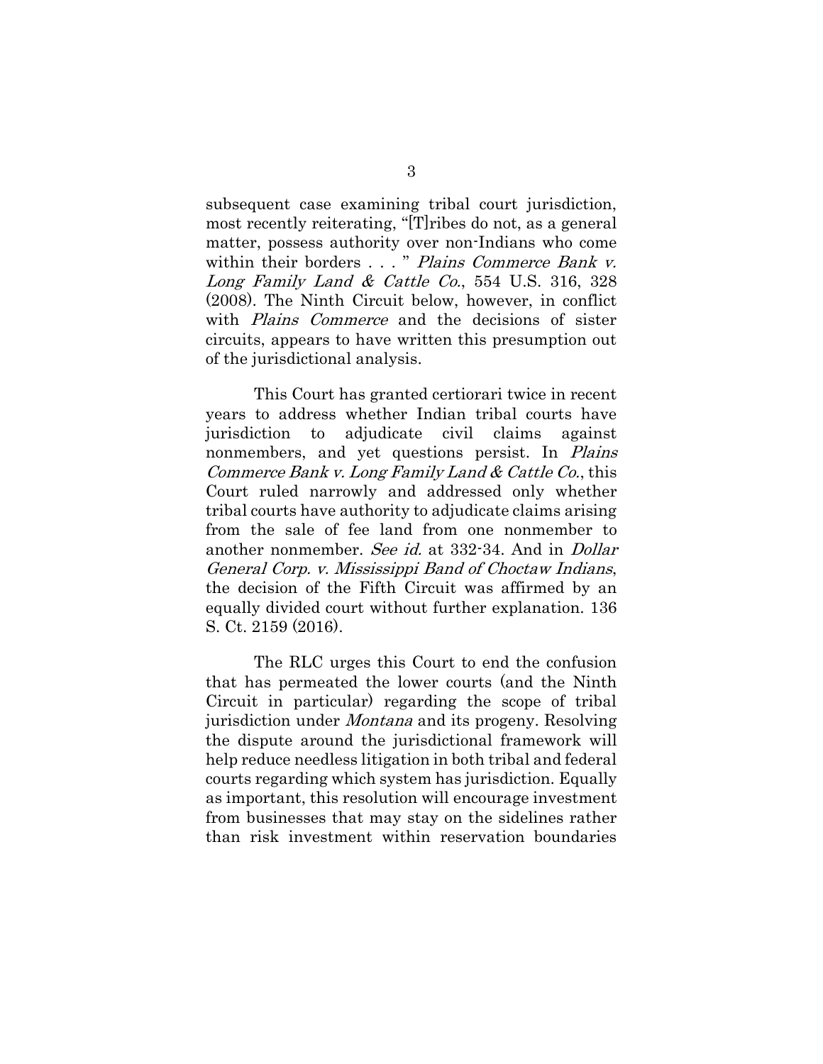subsequent case examining tribal court jurisdiction, most recently reiterating, "[T]ribes do not, as a general matter, possess authority over non-Indians who come within their borders . . . " *Plains Commerce Bank v. Long Family Land & Cattle Co.*, 554 U.S. 316, 328 (2008). The Ninth Circuit below, however, in conflict with *Plains Commerce* and the decisions of sister circuits, appears to have written this presumption out of the jurisdictional analysis.

This Court has granted certiorari twice in recent years to address whether Indian tribal courts have jurisdiction to adjudicate civil claims against nonmembers, and yet questions persist. In *Plains Commerce Bank v. Long Family Land & Cattle Co.*, this Court ruled narrowly and addressed only whether tribal courts have authority to adjudicate claims arising from the sale of fee land from one nonmember to another nonmember. *See id.* at 332-34. And in *Dollar General Corp. v. Mississippi Band of Choctaw Indians*, the decision of the Fifth Circuit was affirmed by an equally divided court without further explanation. 136 S. Ct. 2159 (2016).

The RLC urges this Court to end the confusion that has permeated the lower courts (and the Ninth Circuit in particular) regarding the scope of tribal jurisdiction under *Montana* and its progeny. Resolving the dispute around the jurisdictional framework will help reduce needless litigation in both tribal and federal courts regarding which system has jurisdiction. Equally as important, this resolution will encourage investment from businesses that may stay on the sidelines rather than risk investment within reservation boundaries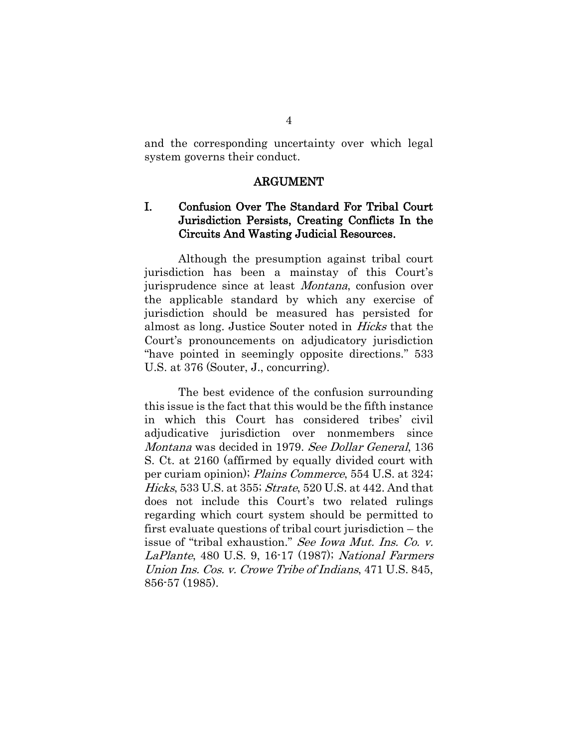and the corresponding uncertainty over which legal system governs their conduct.

## ARGUMENT

### I. Confusion Over The Standard For Tribal Court Jurisdiction Persists, Creating Conflicts In the Circuits And Wasting Judicial Resources.

Although the presumption against tribal court jurisdiction has been a mainstay of this Court's jurisprudence since at least *Montana*, confusion over the applicable standard by which any exercise of jurisdiction should be measured has persisted for almost as long. Justice Souter noted in *Hicks* that the Court's pronouncements on adjudicatory jurisdiction "have pointed in seemingly opposite directions." 533 U.S. at 376 (Souter, J., concurring).

The best evidence of the confusion surrounding this issue is the fact that this would be the fifth instance in which this Court has considered tribes' civil adjudicative jurisdiction over nonmembers since *Montana* was decided in 1979. *See Dollar General*, 136 S. Ct. at 2160 (affirmed by equally divided court with per curiam opinion); *Plains Commerce*, 554 U.S. at 324; *Hicks*, 533 U.S. at 355; *Strate*, 520 U.S. at 442. And that does not include this Court's two related rulings regarding which court system should be permitted to first evaluate questions of tribal court jurisdiction – the issue of "tribal exhaustion." *See Iowa Mut. Ins. Co. v. LaPlante*, 480 U.S. 9, 16-17 (1987); *National Farmers Union Ins. Cos. v. Crowe Tribe of Indians*, 471 U.S. 845, 856-57 (1985).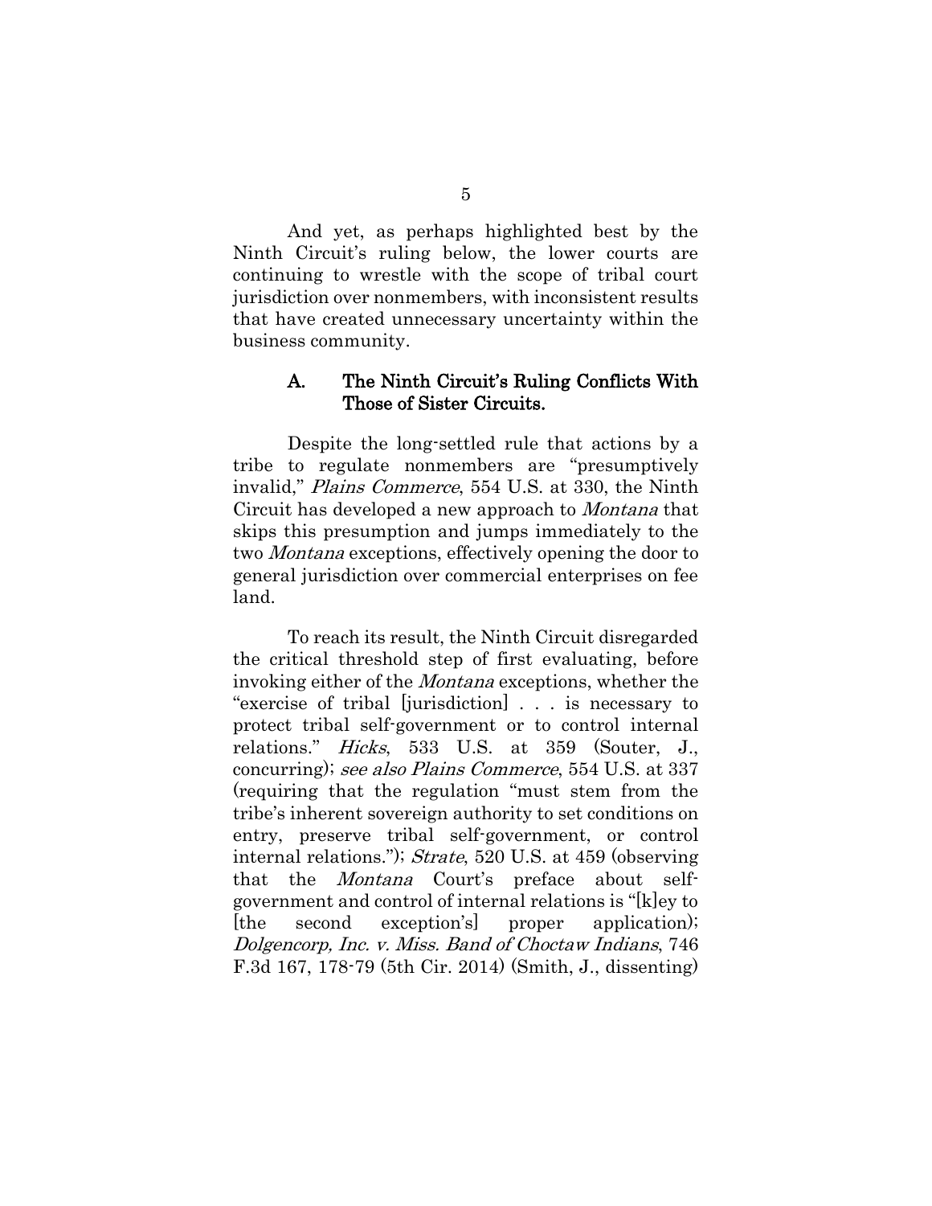And yet, as perhaps highlighted best by the Ninth Circuit's ruling below, the lower courts are continuing to wrestle with the scope of tribal court jurisdiction over nonmembers, with inconsistent results that have created unnecessary uncertainty within the business community.

### A. The Ninth Circuit's Ruling Conflicts With Those of Sister Circuits.

Despite the long-settled rule that actions by a tribe to regulate nonmembers are "presumptively invalid," *Plains Commerce*, 554 U.S. at 330, the Ninth Circuit has developed a new approach to *Montana* that skips this presumption and jumps immediately to the two *Montana* exceptions, effectively opening the door to general jurisdiction over commercial enterprises on fee land.

To reach its result, the Ninth Circuit disregarded the critical threshold step of first evaluating, before invoking either of the *Montana* exceptions, whether the "exercise of tribal [jurisdiction] . . . is necessary to protect tribal self-government or to control internal relations." *Hicks*, 533 U.S. at 359 (Souter, J., concurring); *see also Plains Commerce*, 554 U.S. at 337 (requiring that the regulation "must stem from the tribe's inherent sovereign authority to set conditions on entry, preserve tribal self-government, or control internal relations."); *Strate*, 520 U.S. at 459 (observing that the *Montana* Court's preface about self-government and control of internal relations is "[k]ey to [the second exception's] proper application); *Dolgencorp, Inc. v. Miss. Band of Choctaw Indians*, 746 F.3d 167, 178-79 (5th Cir. 2014) (Smith, J., dissenting)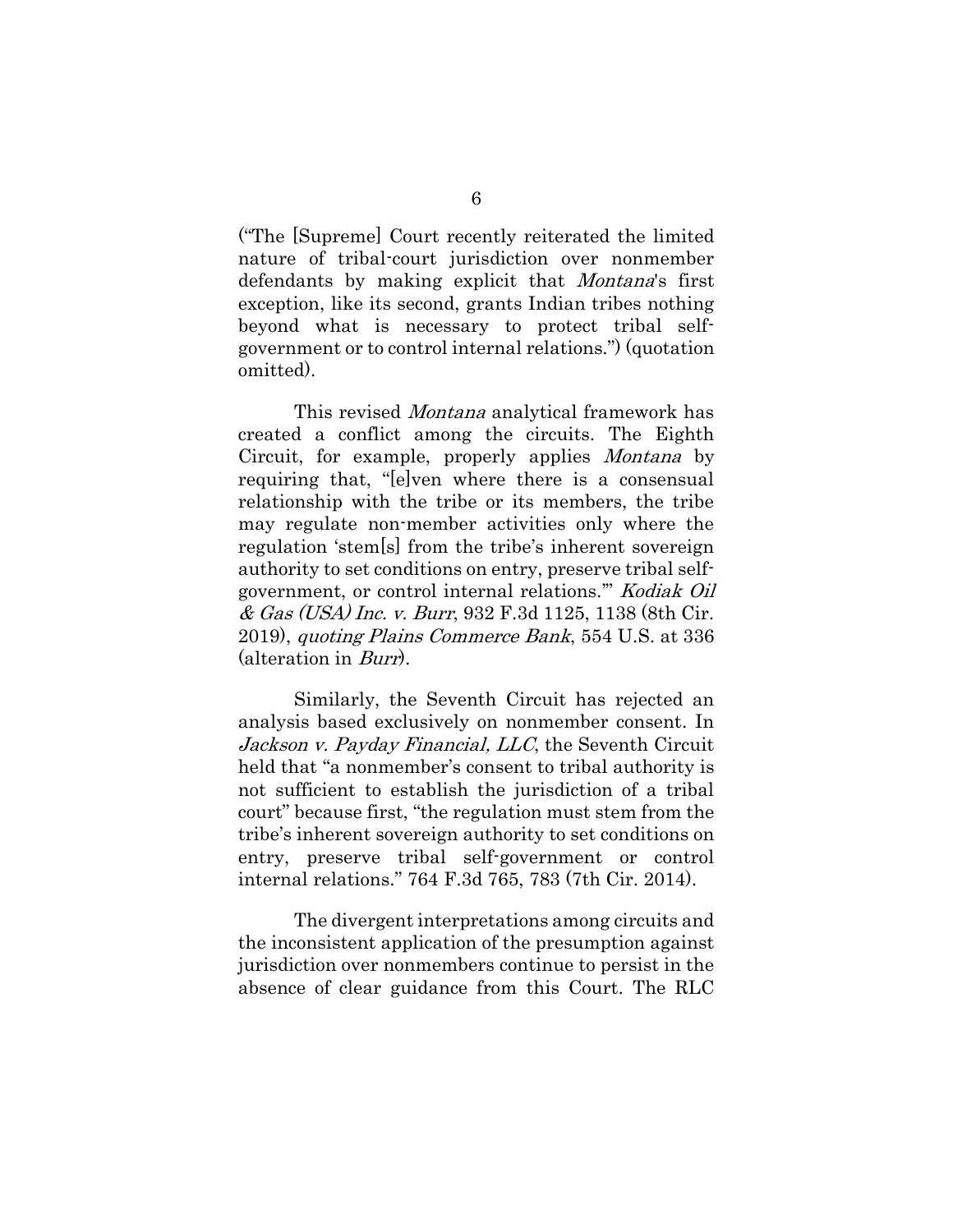("The [Supreme] Court recently reiterated the limited nature of tribal-court jurisdiction over nonmember defendants by making explicit that *Montana*'s first exception, like its second, grants Indian tribes nothing beyond what is necessary to protect tribal self-government or to control internal relations.") (quotation omitted).

This revised *Montana* analytical framework has created a conflict among the circuits. The Eighth Circuit, for example, properly applies *Montana* by requiring that, "[e]ven where there is a consensual relationship with the tribe or its members, the tribe may regulate non-member activities only where the regulation 'stem[s] from the tribe's inherent sovereign authority to set conditions on entry, preserve tribal self-government, or control internal relations.'" *Kodiak Oil & Gas (USA) Inc. v. Burr*, 932 F.3d 1125, 1138 (8th Cir. 2019), *quoting Plains Commerce Bank*, 554 U.S. at 336 (alteration in *Burr*).

Similarly, the Seventh Circuit has rejected an analysis based exclusively on nonmember consent. In *Jackson v. Payday Financial, LLC*, the Seventh Circuit held that "a nonmember's consent to tribal authority is not sufficient to establish the jurisdiction of a tribal court" because first, "the regulation must stem from the tribe's inherent sovereign authority to set conditions on entry, preserve tribal self-government or control internal relations." 764 F.3d 765, 783 (7th Cir. 2014).

The divergent interpretations among circuits and the inconsistent application of the presumption against jurisdiction over nonmembers continue to persist in the absence of clear guidance from this Court. The RLC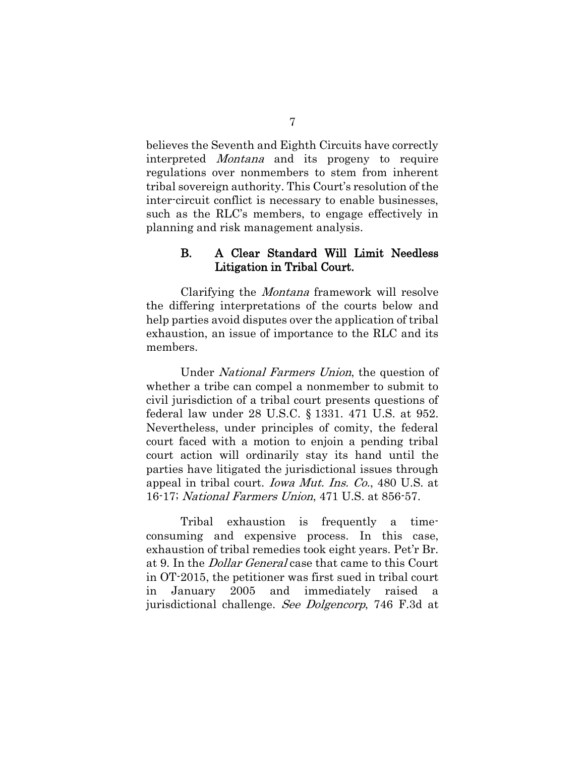believes the Seventh and Eighth Circuits have correctly interpreted *Montana* and its progeny to require regulations over nonmembers to stem from inherent tribal sovereign authority. This Court's resolution of the inter-circuit conflict is necessary to enable businesses, such as the RLC's members, to engage effectively in planning and risk management analysis.

### B. A Clear Standard Will Limit Needless Litigation in Tribal Court.

Clarifying the *Montana* framework will resolve the differing interpretations of the courts below and help parties avoid disputes over the application of tribal exhaustion, an issue of importance to the RLC and its members.

Under *National Farmers Union*, the question of whether a tribe can compel a nonmember to submit to civil jurisdiction of a tribal court presents questions of federal law under 28 U.S.C. § 1331. 471 U.S. at 952. Nevertheless, under principles of comity, the federal court faced with a motion to enjoin a pending tribal court action will ordinarily stay its hand until the parties have litigated the jurisdictional issues through appeal in tribal court. *Iowa Mut. Ins. Co.*, 480 U.S. at 16-17; *National Farmers Union*, 471 U.S. at 856-57.

Tribal exhaustion is frequently a time-consuming and expensive process. In this case, exhaustion of tribal remedies took eight years. Pet'r Br. at 9. In the *Dollar General* case that came to this Court in OT-2015, the petitioner was first sued in tribal court in January 2005 and immediately raised a jurisdictional challenge. *See Dolgencorp*, 746 F.3d at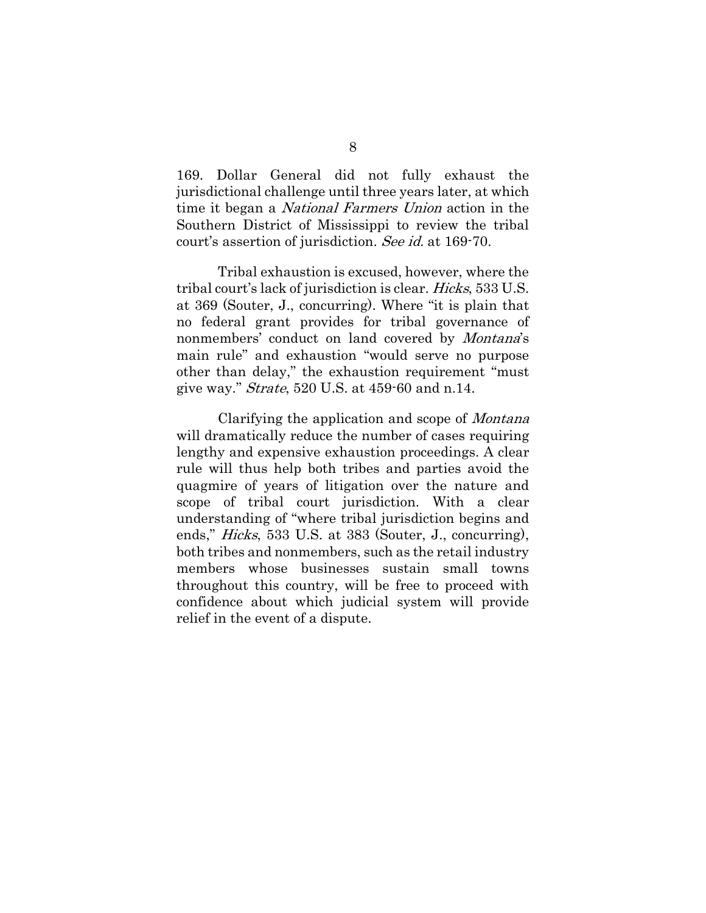169. Dollar General did not fully exhaust the jurisdictional challenge until three years later, at which time it began a *National Farmers Union* action in the Southern District of Mississippi to review the tribal court's assertion of jurisdiction. *See id.* at 169-70.

Tribal exhaustion is excused, however, where the tribal court's lack of jurisdiction is clear. *Hicks*, 533 U.S. at 369 (Souter, J., concurring). Where "it is plain that no federal grant provides for tribal governance of nonmembers' conduct on land covered by *Montana*'s main rule" and exhaustion "would serve no purpose other than delay," the exhaustion requirement "must give way." *Strate*, 520 U.S. at 459-60 and n.14.

Clarifying the application and scope of *Montana* will dramatically reduce the number of cases requiring lengthy and expensive exhaustion proceedings. A clear rule will thus help both tribes and parties avoid the quagmire of years of litigation over the nature and scope of tribal court jurisdiction. With a clear understanding of "where tribal jurisdiction begins and ends," *Hicks*, 533 U.S. at 383 (Souter, J., concurring), both tribes and nonmembers, such as the retail industry members whose businesses sustain small towns throughout this country, will be free to proceed with confidence about which judicial system will provide relief in the event of a dispute.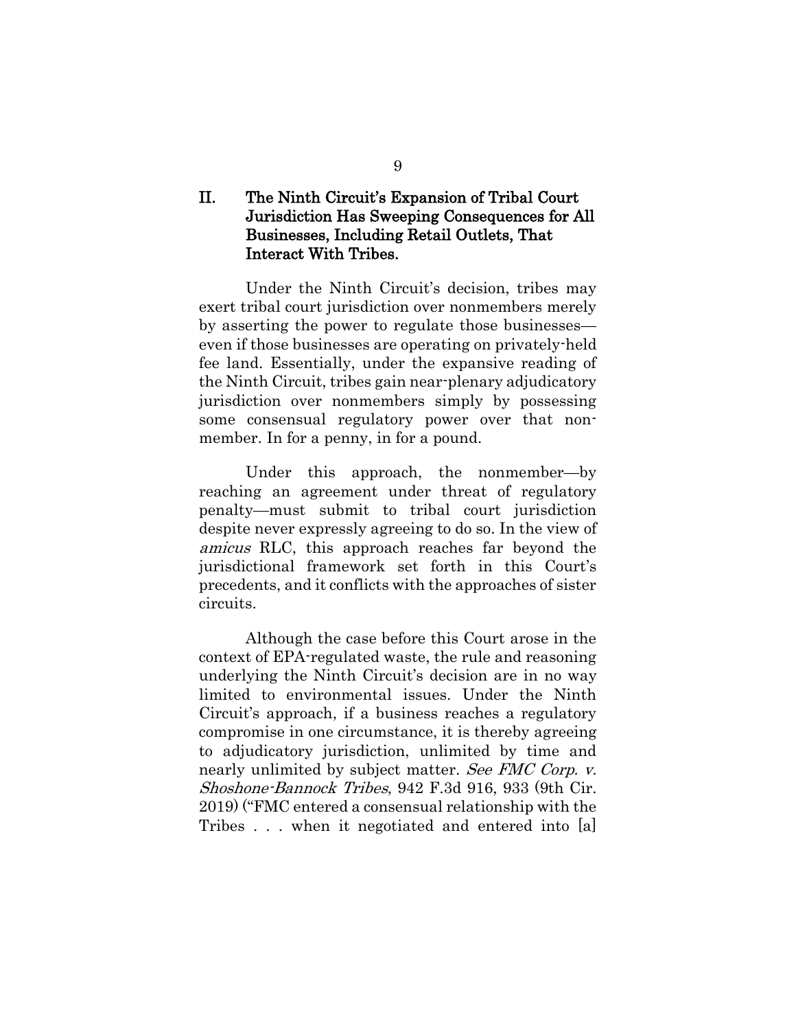## II. The Ninth Circuit's Expansion of Tribal Court Jurisdiction Has Sweeping Consequences for All Businesses, Including Retail Outlets, That Interact With Tribes.

Under the Ninth Circuit's decision, tribes may exert tribal court jurisdiction over nonmembers merely by asserting the power to regulate those businesses—even if those businesses are operating on privately-held fee land. Essentially, under the expansive reading of the Ninth Circuit, tribes gain near-plenary adjudicatory jurisdiction over nonmembers simply by possessing some consensual regulatory power over that non-member. In for a penny, in for a pound.

Under this approach, the nonmember—by reaching an agreement under threat of regulatory penalty—must submit to tribal court jurisdiction despite never expressly agreeing to do so. In the view of *amicus* RLC, this approach reaches far beyond the jurisdictional framework set forth in this Court's precedents, and it conflicts with the approaches of sister circuits.

Although the case before this Court arose in the context of EPA-regulated waste, the rule and reasoning underlying the Ninth Circuit's decision are in no way limited to environmental issues. Under the Ninth Circuit's approach, if a business reaches a regulatory compromise in one circumstance, it is thereby agreeing to adjudicatory jurisdiction, unlimited by time and nearly unlimited by subject matter. *See FMC Corp. v. Shoshone-Bannock Tribes*, 942 F.3d 916, 933 (9th Cir. 2019) ("FMC entered a consensual relationship with the Tribes . . . when it negotiated and entered into [a]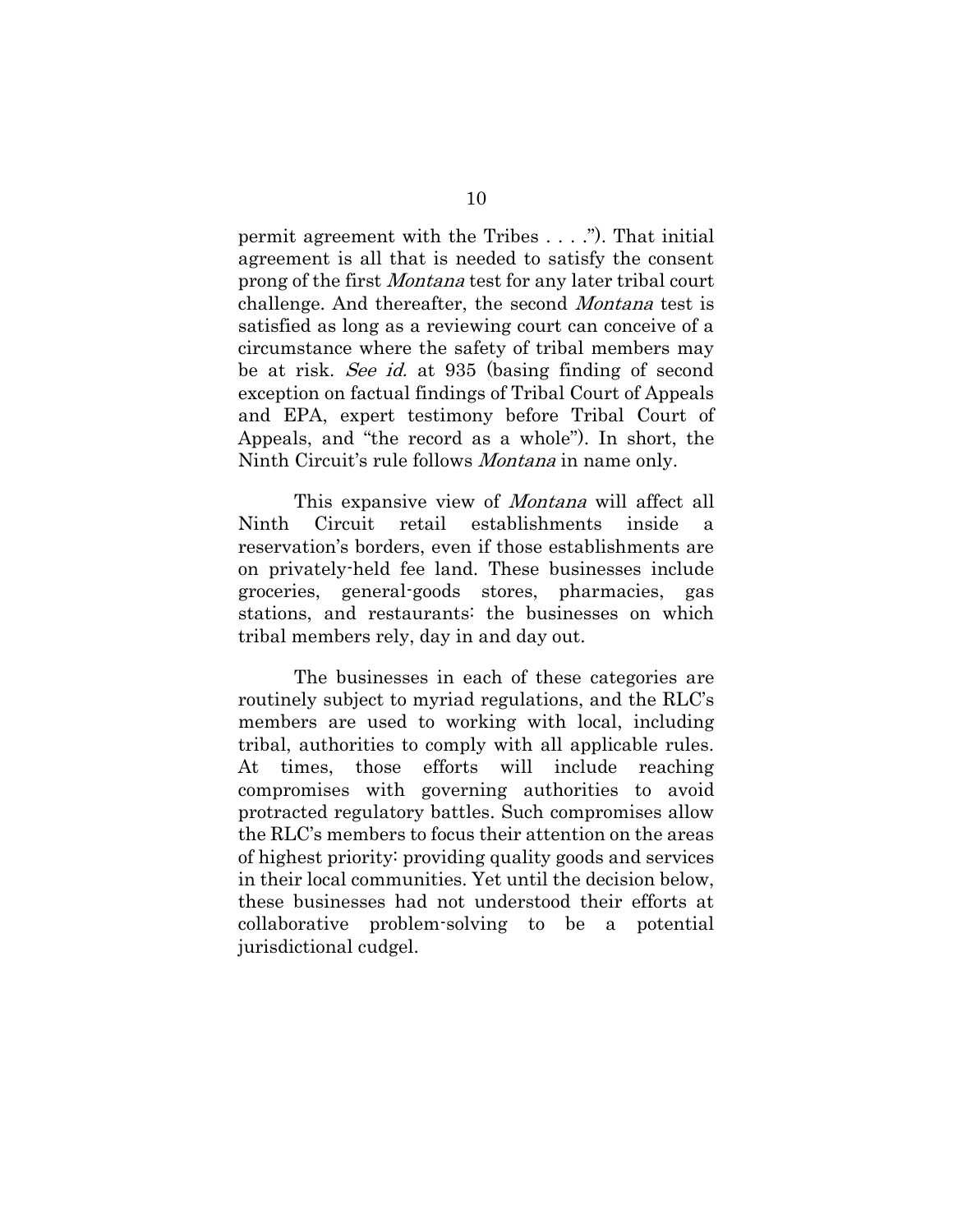permit agreement with the Tribes . . . ."). That initial agreement is all that is needed to satisfy the consent prong of the first *Montana* test for any later tribal court challenge. And thereafter, the second *Montana* test is satisfied as long as a reviewing court can conceive of a circumstance where the safety of tribal members may be at risk. *See id.* at 935 (basing finding of second exception on factual findings of Tribal Court of Appeals and EPA, expert testimony before Tribal Court of Appeals, and "the record as a whole"). In short, the Ninth Circuit's rule follows *Montana* in name only.

This expansive view of *Montana* will affect all Ninth Circuit retail establishments inside a reservation's borders, even if those establishments are on privately-held fee land. These businesses include groceries, general-goods stores, pharmacies, gas stations, and restaurants: the businesses on which tribal members rely, day in and day out.

The businesses in each of these categories are routinely subject to myriad regulations, and the RLC's members are used to working with local, including tribal, authorities to comply with all applicable rules. At times, those efforts will include reaching compromises with governing authorities to avoid protracted regulatory battles. Such compromises allow the RLC's members to focus their attention on the areas of highest priority: providing quality goods and services in their local communities. Yet until the decision below, these businesses had not understood their efforts at collaborative problem-solving to be a potential jurisdictional cudgel.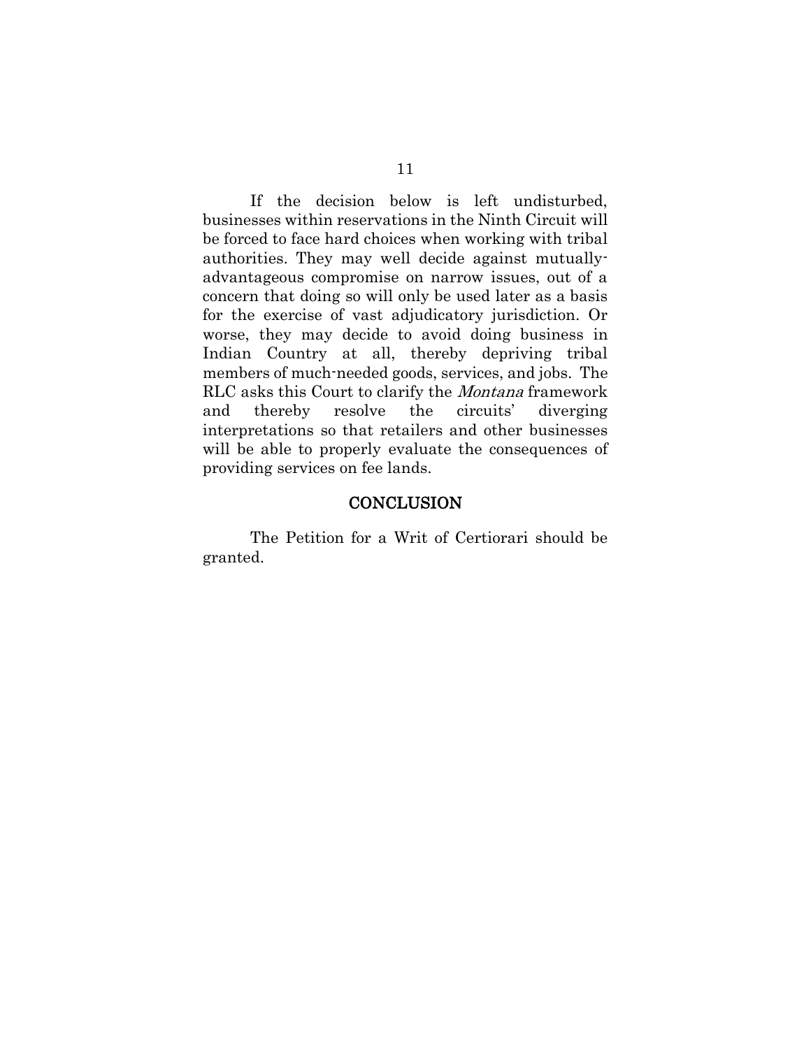If the decision below is left undisturbed, businesses within reservations in the Ninth Circuit will be forced to face hard choices when working with tribal authorities. They may well decide against mutually-advantageous compromise on narrow issues, out of a concern that doing so will only be used later as a basis for the exercise of vast adjudicatory jurisdiction. Or worse, they may decide to avoid doing business in Indian Country at all, thereby depriving tribal members of much-needed goods, services, and jobs. The RLC asks this Court to clarify the *Montana* framework and thereby resolve the circuits' diverging interpretations so that retailers and other businesses will be able to properly evaluate the consequences of providing services on fee lands.

## CONCLUSION

The Petition for a Writ of Certiorari should be granted.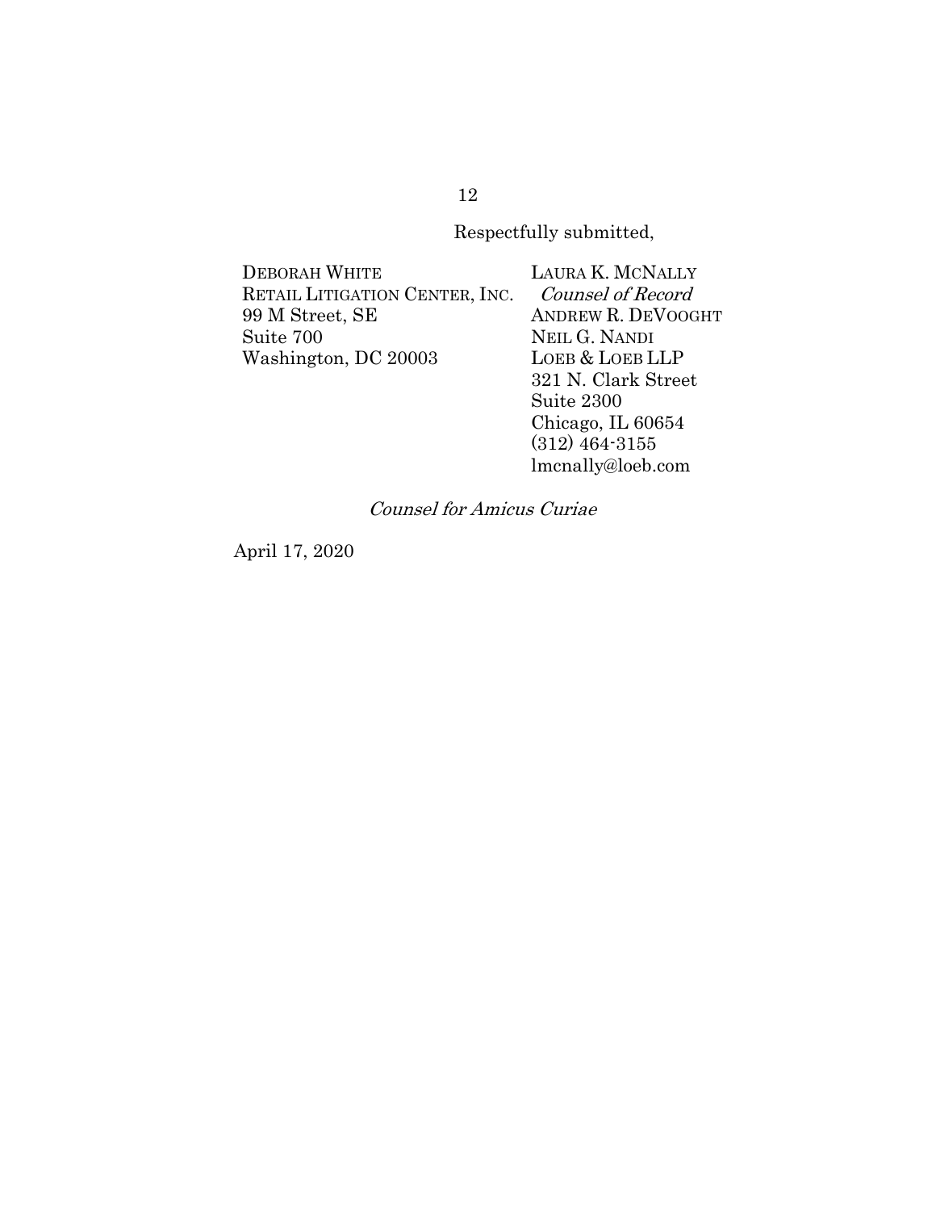Respectfully submitted,

DEBORAH WHITE
RETAIL LITIGATION CENTER, INC.
99 M Street, SE
Suite 700
Washington, DC 20003

LAURA K. MCNALLY
*Counsel of Record*
ANDREW R. DEVOOGHT
NEIL G. NANDI
LOEB & LOEB LLP
321 N. Clark Street
Suite 2300
Chicago, IL 60654
(312) 464-3155
lmcnally@loeb.com

*Counsel for Amicus Curiae*

April 17, 2020